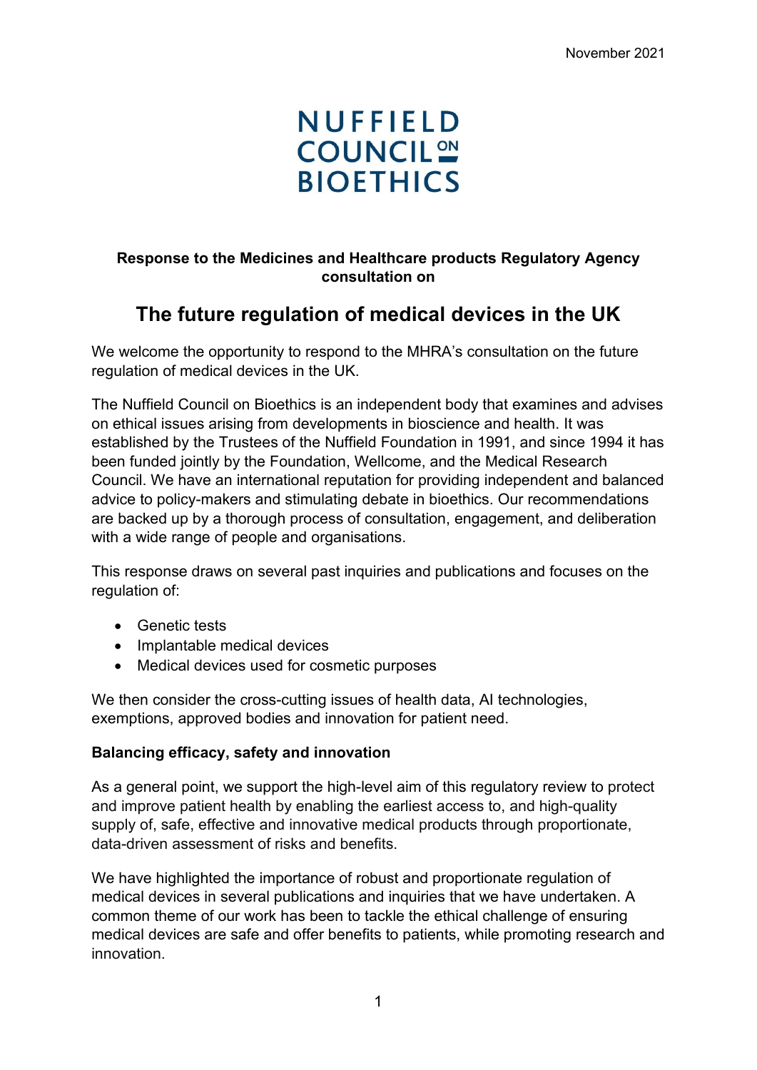November 2021

NUFFIELD COUNCIL ON BIOETHICS

**Response to the Medicines and Healthcare products Regulatory Agency consultation on**

# The future regulation of medical devices in the UK

We welcome the opportunity to respond to the MHRA's consultation on the future regulation of medical devices in the UK.

The Nuffield Council on Bioethics is an independent body that examines and advises on ethical issues arising from developments in bioscience and health. It was established by the Trustees of the Nuffield Foundation in 1991, and since 1994 it has been funded jointly by the Foundation, Wellcome, and the Medical Research Council. We have an international reputation for providing independent and balanced advice to policy-makers and stimulating debate in bioethics. Our recommendations are backed up by a thorough process of consultation, engagement, and deliberation with a wide range of people and organisations.

This response draws on several past inquiries and publications and focuses on the regulation of:

- Genetic tests
- Implantable medical devices
- Medical devices used for cosmetic purposes

We then consider the cross-cutting issues of health data, AI technologies, exemptions, approved bodies and innovation for patient need.

**Balancing efficacy, safety and innovation**

As a general point, we support the high-level aim of this regulatory review to protect and improve patient health by enabling the earliest access to, and high-quality supply of, safe, effective and innovative medical products through proportionate, data-driven assessment of risks and benefits.

We have highlighted the importance of robust and proportionate regulation of medical devices in several publications and inquiries that we have undertaken. A common theme of our work has been to tackle the ethical challenge of ensuring medical devices are safe and offer benefits to patients, while promoting research and innovation.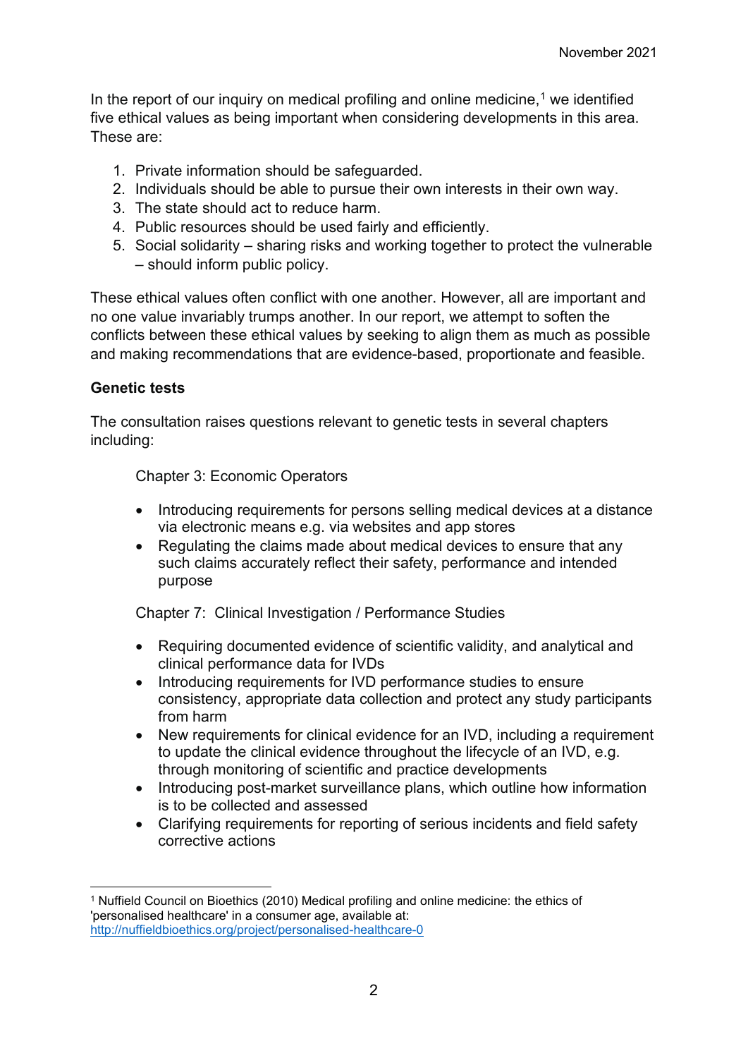November 2021

In the report of our inquiry on medical profiling and online medicine,[1] we identified five ethical values as being important when considering developments in this area. These are:

1. Private information should be safeguarded.
2. Individuals should be able to pursue their own interests in their own way.
3. The state should act to reduce harm.
4. Public resources should be used fairly and efficiently.
5. Social solidarity – sharing risks and working together to protect the vulnerable – should inform public policy.

These ethical values often conflict with one another. However, all are important and no one value invariably trumps another. In our report, we attempt to soften the conflicts between these ethical values by seeking to align them as much as possible and making recommendations that are evidence-based, proportionate and feasible.

**Genetic tests**

The consultation raises questions relevant to genetic tests in several chapters including:

Chapter 3: Economic Operators

- Introducing requirements for persons selling medical devices at a distance via electronic means e.g. via websites and app stores
- Regulating the claims made about medical devices to ensure that any such claims accurately reflect their safety, performance and intended purpose

Chapter 7: Clinical Investigation / Performance Studies

- Requiring documented evidence of scientific validity, and analytical and clinical performance data for IVDs
- Introducing requirements for IVD performance studies to ensure consistency, appropriate data collection and protect any study participants from harm
- New requirements for clinical evidence for an IVD, including a requirement to update the clinical evidence throughout the lifecycle of an IVD, e.g. through monitoring of scientific and practice developments
- Introducing post-market surveillance plans, which outline how information is to be collected and assessed
- Clarifying requirements for reporting of serious incidents and field safety corrective actions

[1] Nuffield Council on Bioethics (2010) Medical profiling and online medicine: the ethics of 'personalised healthcare' in a consumer age, available at: http://nuffieldbioethics.org/project/personalised-healthcare-0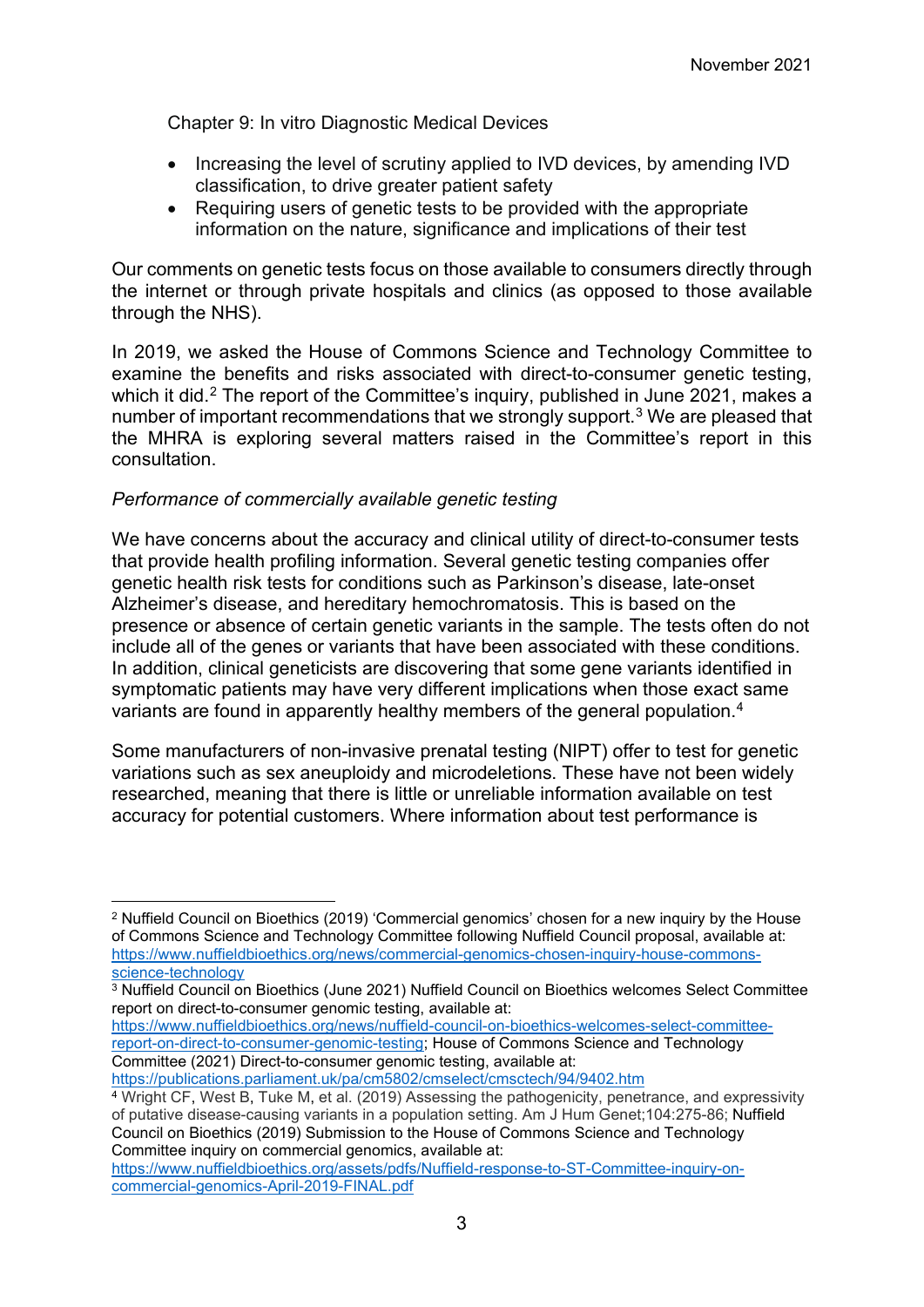Chapter 9: In vitro Diagnostic Medical Devices

- Increasing the level of scrutiny applied to IVD devices, by amending IVD classification, to drive greater patient safety
- Requiring users of genetic tests to be provided with the appropriate information on the nature, significance and implications of their test

Our comments on genetic tests focus on those available to consumers directly through the internet or through private hospitals and clinics (as opposed to those available through the NHS).

In 2019, we asked the House of Commons Science and Technology Committee to examine the benefits and risks associated with direct-to-consumer genetic testing, which it did.[2] The report of the Committee's inquiry, published in June 2021, makes a number of important recommendations that we strongly support.[3] We are pleased that the MHRA is exploring several matters raised in the Committee's report in this consultation.

*Performance of commercially available genetic testing*

We have concerns about the accuracy and clinical utility of direct-to-consumer tests that provide health profiling information. Several genetic testing companies offer genetic health risk tests for conditions such as Parkinson's disease, late-onset Alzheimer's disease, and hereditary hemochromatosis. This is based on the presence or absence of certain genetic variants in the sample. The tests often do not include all of the genes or variants that have been associated with these conditions. In addition, clinical geneticists are discovering that some gene variants identified in symptomatic patients may have very different implications when those exact same variants are found in apparently healthy members of the general population.[4]

Some manufacturers of non-invasive prenatal testing (NIPT) offer to test for genetic variations such as sex aneuploidy and microdeletions. These have not been widely researched, meaning that there is little or unreliable information available on test accuracy for potential customers. Where information about test performance is

---

[2] Nuffield Council on Bioethics (2019) 'Commercial genomics' chosen for a new inquiry by the House of Commons Science and Technology Committee following Nuffield Council proposal, available at: https://www.nuffieldbioethics.org/news/commercial-genomics-chosen-inquiry-house-commons-science-technology

[3] Nuffield Council on Bioethics (June 2021) Nuffield Council on Bioethics welcomes Select Committee report on direct-to-consumer genomic testing, available at: https://www.nuffieldbioethics.org/news/nuffield-council-on-bioethics-welcomes-select-committee-report-on-direct-to-consumer-genomic-testing; House of Commons Science and Technology Committee (2021) Direct-to-consumer genomic testing, available at: https://publications.parliament.uk/pa/cm5802/cmselect/cmsctech/94/9402.htm

[4] Wright CF, West B, Tuke M, et al. (2019) Assessing the pathogenicity, penetrance, and expressivity of putative disease-causing variants in a population setting. Am J Hum Genet;104:275-86; Nuffield Council on Bioethics (2019) Submission to the House of Commons Science and Technology Committee inquiry on commercial genomics, available at: https://www.nuffieldbioethics.org/assets/pdfs/Nuffield-response-to-ST-Committee-inquiry-on-commercial-genomics-April-2019-FINAL.pdf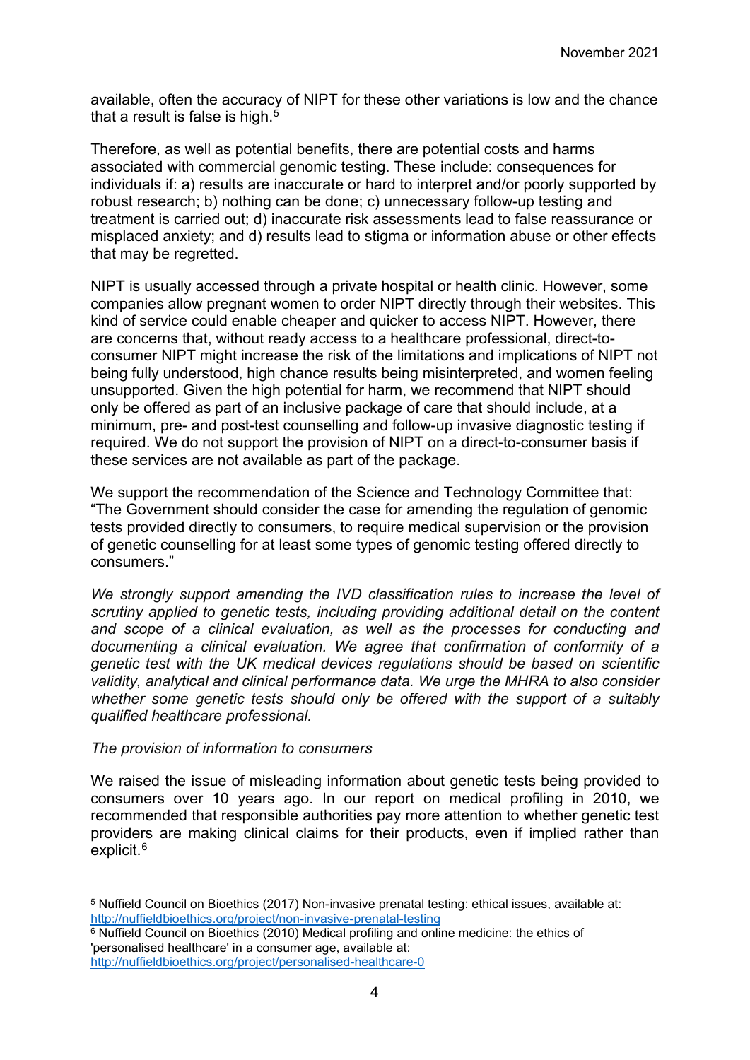available, often the accuracy of NIPT for these other variations is low and the chance that a result is false is high.[5]

Therefore, as well as potential benefits, there are potential costs and harms associated with commercial genomic testing. These include: consequences for individuals if: a) results are inaccurate or hard to interpret and/or poorly supported by robust research; b) nothing can be done; c) unnecessary follow-up testing and treatment is carried out; d) inaccurate risk assessments lead to false reassurance or misplaced anxiety; and d) results lead to stigma or information abuse or other effects that may be regretted.

NIPT is usually accessed through a private hospital or health clinic. However, some companies allow pregnant women to order NIPT directly through their websites. This kind of service could enable cheaper and quicker to access NIPT. However, there are concerns that, without ready access to a healthcare professional, direct-to-consumer NIPT might increase the risk of the limitations and implications of NIPT not being fully understood, high chance results being misinterpreted, and women feeling unsupported. Given the high potential for harm, we recommend that NIPT should only be offered as part of an inclusive package of care that should include, at a minimum, pre- and post-test counselling and follow-up invasive diagnostic testing if required. We do not support the provision of NIPT on a direct-to-consumer basis if these services are not available as part of the package.

We support the recommendation of the Science and Technology Committee that: "The Government should consider the case for amending the regulation of genomic tests provided directly to consumers, to require medical supervision or the provision of genetic counselling for at least some types of genomic testing offered directly to consumers."

*We strongly support amending the IVD classification rules to increase the level of scrutiny applied to genetic tests, including providing additional detail on the content and scope of a clinical evaluation, as well as the processes for conducting and documenting a clinical evaluation. We agree that confirmation of conformity of a genetic test with the UK medical devices regulations should be based on scientific validity, analytical and clinical performance data. We urge the MHRA to also consider whether some genetic tests should only be offered with the support of a suitably qualified healthcare professional.*

*The provision of information to consumers*

We raised the issue of misleading information about genetic tests being provided to consumers over 10 years ago. In our report on medical profiling in 2010, we recommended that responsible authorities pay more attention to whether genetic test providers are making clinical claims for their products, even if implied rather than explicit.[6]

---

[5] Nuffield Council on Bioethics (2017) Non-invasive prenatal testing: ethical issues, available at: http://nuffieldbioethics.org/project/non-invasive-prenatal-testing

[6] Nuffield Council on Bioethics (2010) Medical profiling and online medicine: the ethics of 'personalised healthcare' in a consumer age, available at: http://nuffieldbioethics.org/project/personalised-healthcare-0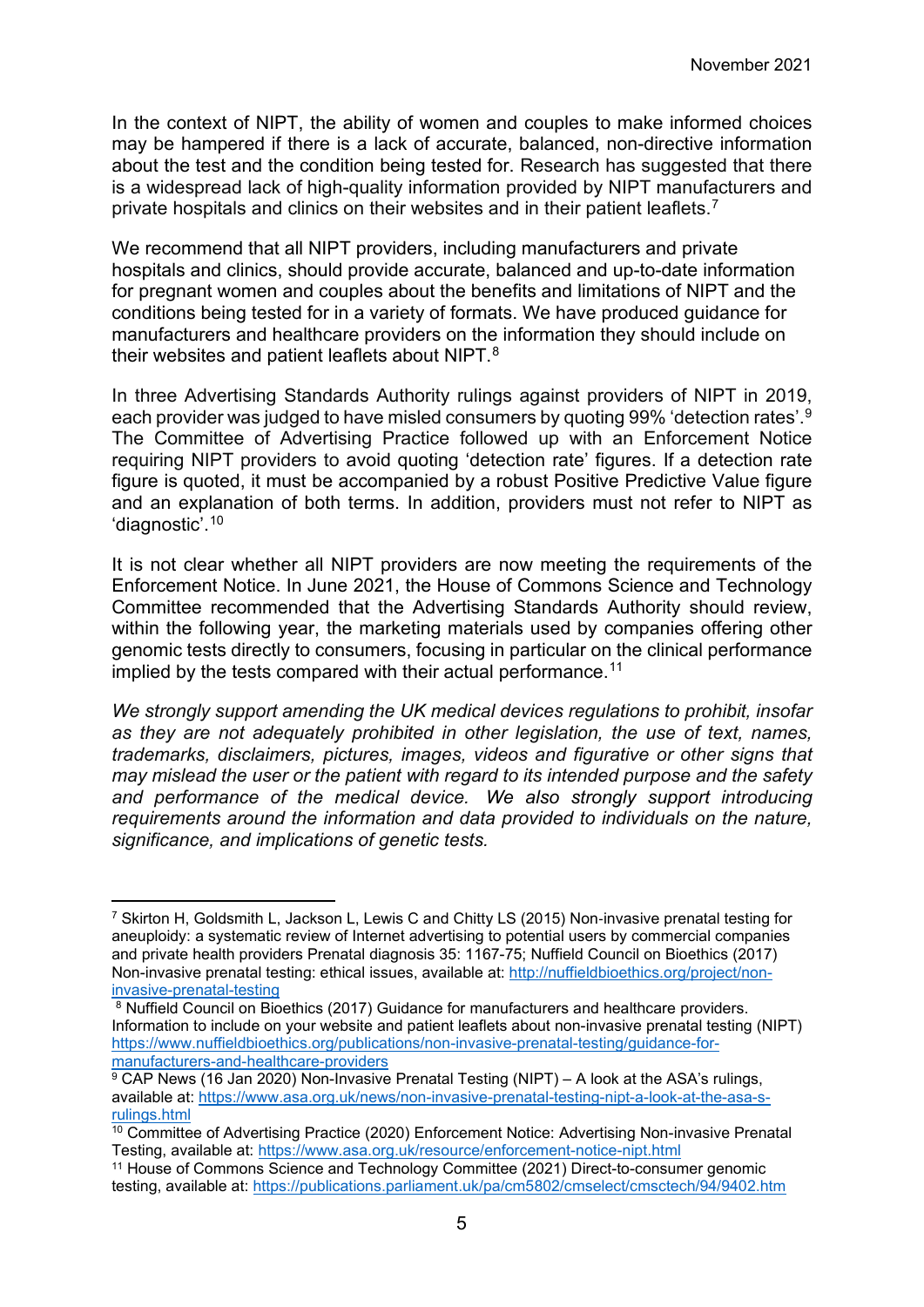In the context of NIPT, the ability of women and couples to make informed choices may be hampered if there is a lack of accurate, balanced, non-directive information about the test and the condition being tested for. Research has suggested that there is a widespread lack of high-quality information provided by NIPT manufacturers and private hospitals and clinics on their websites and in their patient leaflets.[7]

We recommend that all NIPT providers, including manufacturers and private hospitals and clinics, should provide accurate, balanced and up-to-date information for pregnant women and couples about the benefits and limitations of NIPT and the conditions being tested for in a variety of formats. We have produced guidance for manufacturers and healthcare providers on the information they should include on their websites and patient leaflets about NIPT.[8]

In three Advertising Standards Authority rulings against providers of NIPT in 2019, each provider was judged to have misled consumers by quoting 99% 'detection rates'.[9] The Committee of Advertising Practice followed up with an Enforcement Notice requiring NIPT providers to avoid quoting 'detection rate' figures. If a detection rate figure is quoted, it must be accompanied by a robust Positive Predictive Value figure and an explanation of both terms. In addition, providers must not refer to NIPT as 'diagnostic'.[10]

It is not clear whether all NIPT providers are now meeting the requirements of the Enforcement Notice. In June 2021, the House of Commons Science and Technology Committee recommended that the Advertising Standards Authority should review, within the following year, the marketing materials used by companies offering other genomic tests directly to consumers, focusing in particular on the clinical performance implied by the tests compared with their actual performance.[11]

*We strongly support amending the UK medical devices regulations to prohibit, insofar as they are not adequately prohibited in other legislation, the use of text, names, trademarks, disclaimers, pictures, images, videos and figurative or other signs that may mislead the user or the patient with regard to its intended purpose and the safety and performance of the medical device. We also strongly support introducing requirements around the information and data provided to individuals on the nature, significance, and implications of genetic tests.*

---

[7] Skirton H, Goldsmith L, Jackson L, Lewis C and Chitty LS (2015) Non-invasive prenatal testing for aneuploidy: a systematic review of Internet advertising to potential users by commercial companies and private health providers Prenatal diagnosis 35: 1167-75; Nuffield Council on Bioethics (2017) Non-invasive prenatal testing: ethical issues, available at: http://nuffieldbioethics.org/project/non-invasive-prenatal-testing

[8] Nuffield Council on Bioethics (2017) Guidance for manufacturers and healthcare providers. Information to include on your website and patient leaflets about non-invasive prenatal testing (NIPT) https://www.nuffieldbioethics.org/publications/non-invasive-prenatal-testing/guidance-for-manufacturers-and-healthcare-providers

[9] CAP News (16 Jan 2020) Non-Invasive Prenatal Testing (NIPT) – A look at the ASA's rulings, available at: https://www.asa.org.uk/news/non-invasive-prenatal-testing-nipt-a-look-at-the-asa-s-rulings.html

[10] Committee of Advertising Practice (2020) Enforcement Notice: Advertising Non-invasive Prenatal Testing, available at: https://www.asa.org.uk/resource/enforcement-notice-nipt.html

[11] House of Commons Science and Technology Committee (2021) Direct-to-consumer genomic testing, available at: https://publications.parliament.uk/pa/cm5802/cmselect/cmsctech/94/9402.htm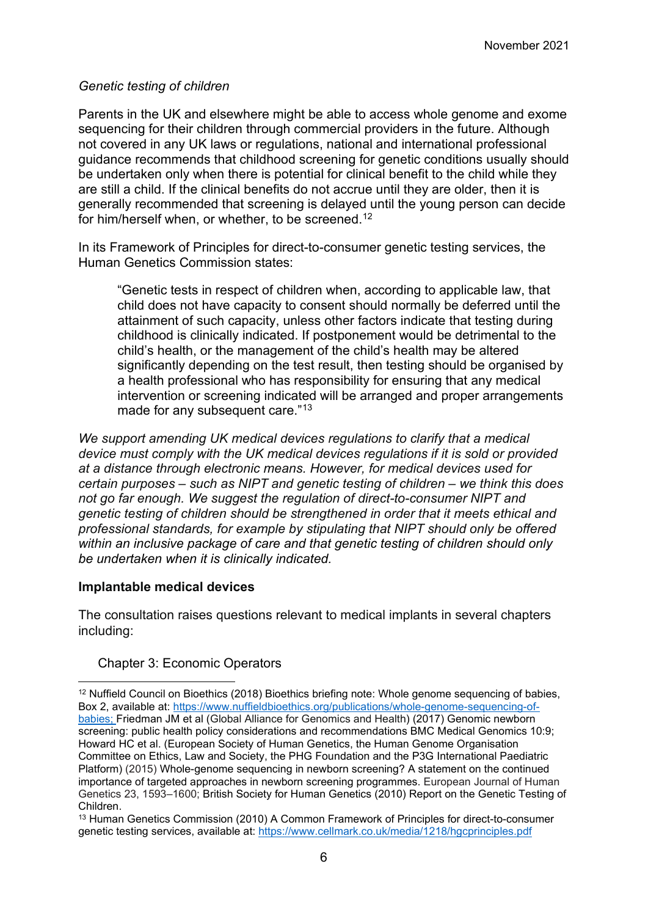*Genetic testing of children*

Parents in the UK and elsewhere might be able to access whole genome and exome sequencing for their children through commercial providers in the future. Although not covered in any UK laws or regulations, national and international professional guidance recommends that childhood screening for genetic conditions usually should be undertaken only when there is potential for clinical benefit to the child while they are still a child. If the clinical benefits do not accrue until they are older, then it is generally recommended that screening is delayed until the young person can decide for him/herself when, or whether, to be screened.[12]

In its Framework of Principles for direct-to-consumer genetic testing services, the Human Genetics Commission states:

> "Genetic tests in respect of children when, according to applicable law, that child does not have capacity to consent should normally be deferred until the attainment of such capacity, unless other factors indicate that testing during childhood is clinically indicated. If postponement would be detrimental to the child's health, or the management of the child's health may be altered significantly depending on the test result, then testing should be organised by a health professional who has responsibility for ensuring that any medical intervention or screening indicated will be arranged and proper arrangements made for any subsequent care."[13]

*We support amending UK medical devices regulations to clarify that a medical device must comply with the UK medical devices regulations if it is sold or provided at a distance through electronic means. However, for medical devices used for certain purposes – such as NIPT and genetic testing of children – we think this does not go far enough. We suggest the regulation of direct-to-consumer NIPT and genetic testing of children should be strengthened in order that it meets ethical and professional standards, for example by stipulating that NIPT should only be offered within an inclusive package of care and that genetic testing of children should only be undertaken when it is clinically indicated.*

**Implantable medical devices**

The consultation raises questions relevant to medical implants in several chapters including:

Chapter 3: Economic Operators

---

[12] Nuffield Council on Bioethics (2018) Bioethics briefing note: Whole genome sequencing of babies, Box 2, available at: https://www.nuffieldbioethics.org/publications/whole-genome-sequencing-of-babies; Friedman JM et al (Global Alliance for Genomics and Health) (2017) Genomic newborn screening: public health policy considerations and recommendations BMC Medical Genomics 10:9; Howard HC et al. (European Society of Human Genetics, the Human Genome Organisation Committee on Ethics, Law and Society, the PHG Foundation and the P3G International Paediatric Platform) (2015) Whole-genome sequencing in newborn screening? A statement on the continued importance of targeted approaches in newborn screening programmes. European Journal of Human Genetics 23, 1593–1600; British Society for Human Genetics (2010) Report on the Genetic Testing of Children.

[13] Human Genetics Commission (2010) A Common Framework of Principles for direct-to-consumer genetic testing services, available at: https://www.cellmark.co.uk/media/1218/hgcprinciples.pdf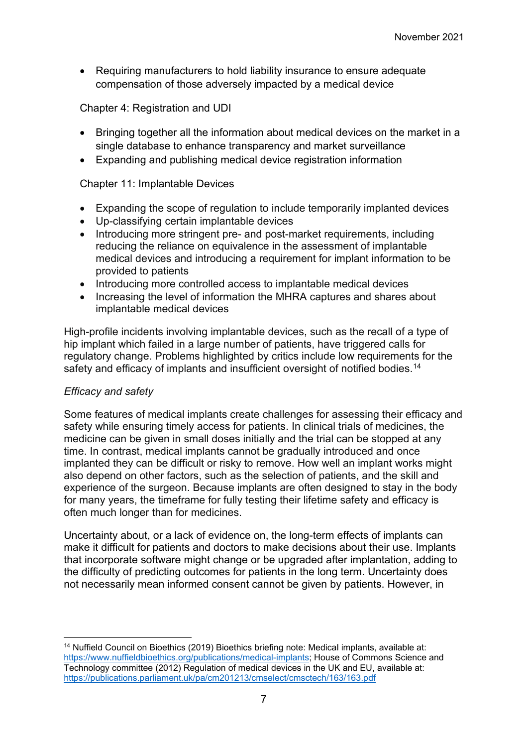- Requiring manufacturers to hold liability insurance to ensure adequate compensation of those adversely impacted by a medical device

Chapter 4: Registration and UDI

- Bringing together all the information about medical devices on the market in a single database to enhance transparency and market surveillance
- Expanding and publishing medical device registration information

Chapter 11: Implantable Devices

- Expanding the scope of regulation to include temporarily implanted devices
- Up-classifying certain implantable devices
- Introducing more stringent pre- and post-market requirements, including reducing the reliance on equivalence in the assessment of implantable medical devices and introducing a requirement for implant information to be provided to patients
- Introducing more controlled access to implantable medical devices
- Increasing the level of information the MHRA captures and shares about implantable medical devices

High-profile incidents involving implantable devices, such as the recall of a type of hip implant which failed in a large number of patients, have triggered calls for regulatory change. Problems highlighted by critics include low requirements for the safety and efficacy of implants and insufficient oversight of notified bodies.[14]

*Efficacy and safety*

Some features of medical implants create challenges for assessing their efficacy and safety while ensuring timely access for patients. In clinical trials of medicines, the medicine can be given in small doses initially and the trial can be stopped at any time. In contrast, medical implants cannot be gradually introduced and once implanted they can be difficult or risky to remove. How well an implant works might also depend on other factors, such as the selection of patients, and the skill and experience of the surgeon. Because implants are often designed to stay in the body for many years, the timeframe for fully testing their lifetime safety and efficacy is often much longer than for medicines.

Uncertainty about, or a lack of evidence on, the long-term effects of implants can make it difficult for patients and doctors to make decisions about their use. Implants that incorporate software might change or be upgraded after implantation, adding to the difficulty of predicting outcomes for patients in the long term. Uncertainty does not necessarily mean informed consent cannot be given by patients. However, in

[14] Nuffield Council on Bioethics (2019) Bioethics briefing note: Medical implants, available at: https://www.nuffieldbioethics.org/publications/medical-implants; House of Commons Science and Technology committee (2012) Regulation of medical devices in the UK and EU, available at: https://publications.parliament.uk/pa/cm201213/cmselect/cmsctech/163/163.pdf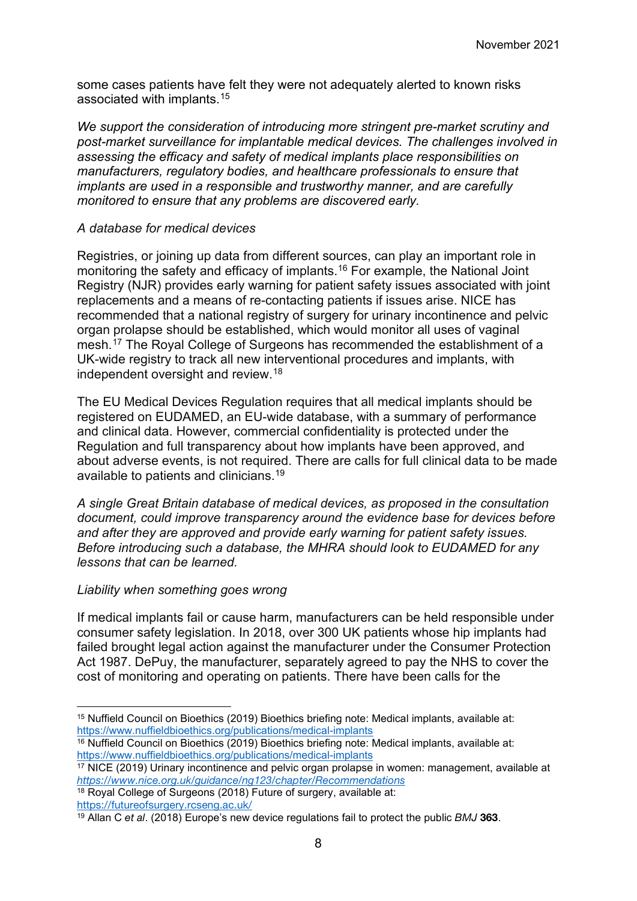some cases patients have felt they were not adequately alerted to known risks associated with implants.[15]

*We support the consideration of introducing more stringent pre-market scrutiny and post-market surveillance for implantable medical devices. The challenges involved in assessing the efficacy and safety of medical implants place responsibilities on manufacturers, regulatory bodies, and healthcare professionals to ensure that implants are used in a responsible and trustworthy manner, and are carefully monitored to ensure that any problems are discovered early.*

*A database for medical devices*

Registries, or joining up data from different sources, can play an important role in monitoring the safety and efficacy of implants.[16] For example, the National Joint Registry (NJR) provides early warning for patient safety issues associated with joint replacements and a means of re-contacting patients if issues arise. NICE has recommended that a national registry of surgery for urinary incontinence and pelvic organ prolapse should be established, which would monitor all uses of vaginal mesh.[17] The Royal College of Surgeons has recommended the establishment of a UK-wide registry to track all new interventional procedures and implants, with independent oversight and review.[18]

The EU Medical Devices Regulation requires that all medical implants should be registered on EUDAMED, an EU-wide database, with a summary of performance and clinical data. However, commercial confidentiality is protected under the Regulation and full transparency about how implants have been approved, and about adverse events, is not required. There are calls for full clinical data to be made available to patients and clinicians.[19]

*A single Great Britain database of medical devices, as proposed in the consultation document, could improve transparency around the evidence base for devices before and after they are approved and provide early warning for patient safety issues. Before introducing such a database, the MHRA should look to EUDAMED for any lessons that can be learned.*

*Liability when something goes wrong*

If medical implants fail or cause harm, manufacturers can be held responsible under consumer safety legislation. In 2018, over 300 UK patients whose hip implants had failed brought legal action against the manufacturer under the Consumer Protection Act 1987. DePuy, the manufacturer, separately agreed to pay the NHS to cover the cost of monitoring and operating on patients. There have been calls for the

---

[15] Nuffield Council on Bioethics (2019) Bioethics briefing note: Medical implants, available at: https://www.nuffieldbioethics.org/publications/medical-implants

[16] Nuffield Council on Bioethics (2019) Bioethics briefing note: Medical implants, available at: https://www.nuffieldbioethics.org/publications/medical-implants

[17] NICE (2019) Urinary incontinence and pelvic organ prolapse in women: management, available at *https://www.nice.org.uk/guidance/ng123/chapter/Recommendations*

[18] Royal College of Surgeons (2018) Future of surgery, available at: https://futureofsurgery.rcseng.ac.uk/

[19] Allan C *et al*. (2018) Europe's new device regulations fail to protect the public *BMJ* **363**.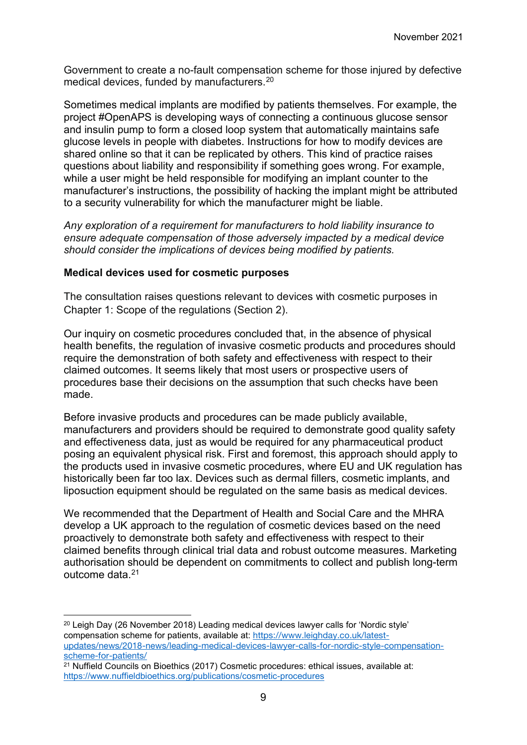Government to create a no-fault compensation scheme for those injured by defective medical devices, funded by manufacturers.[20]

Sometimes medical implants are modified by patients themselves. For example, the project #OpenAPS is developing ways of connecting a continuous glucose sensor and insulin pump to form a closed loop system that automatically maintains safe glucose levels in people with diabetes. Instructions for how to modify devices are shared online so that it can be replicated by others. This kind of practice raises questions about liability and responsibility if something goes wrong. For example, while a user might be held responsible for modifying an implant counter to the manufacturer's instructions, the possibility of hacking the implant might be attributed to a security vulnerability for which the manufacturer might be liable.

*Any exploration of a requirement for manufacturers to hold liability insurance to ensure adequate compensation of those adversely impacted by a medical device should consider the implications of devices being modified by patients.*

**Medical devices used for cosmetic purposes**

The consultation raises questions relevant to devices with cosmetic purposes in Chapter 1: Scope of the regulations (Section 2).

Our inquiry on cosmetic procedures concluded that, in the absence of physical health benefits, the regulation of invasive cosmetic products and procedures should require the demonstration of both safety and effectiveness with respect to their claimed outcomes. It seems likely that most users or prospective users of procedures base their decisions on the assumption that such checks have been made.

Before invasive products and procedures can be made publicly available, manufacturers and providers should be required to demonstrate good quality safety and effectiveness data, just as would be required for any pharmaceutical product posing an equivalent physical risk. First and foremost, this approach should apply to the products used in invasive cosmetic procedures, where EU and UK regulation has historically been far too lax. Devices such as dermal fillers, cosmetic implants, and liposuction equipment should be regulated on the same basis as medical devices.

We recommended that the Department of Health and Social Care and the MHRA develop a UK approach to the regulation of cosmetic devices based on the need proactively to demonstrate both safety and effectiveness with respect to their claimed benefits through clinical trial data and robust outcome measures. Marketing authorisation should be dependent on commitments to collect and publish long-term outcome data.[21]

---

[20] Leigh Day (26 November 2018) Leading medical devices lawyer calls for 'Nordic style' compensation scheme for patients, available at: https://www.leighday.co.uk/latest-updates/news/2018-news/leading-medical-devices-lawyer-calls-for-nordic-style-compensation-scheme-for-patients/

[21] Nuffield Councils on Bioethics (2017) Cosmetic procedures: ethical issues, available at: https://www.nuffieldbioethics.org/publications/cosmetic-procedures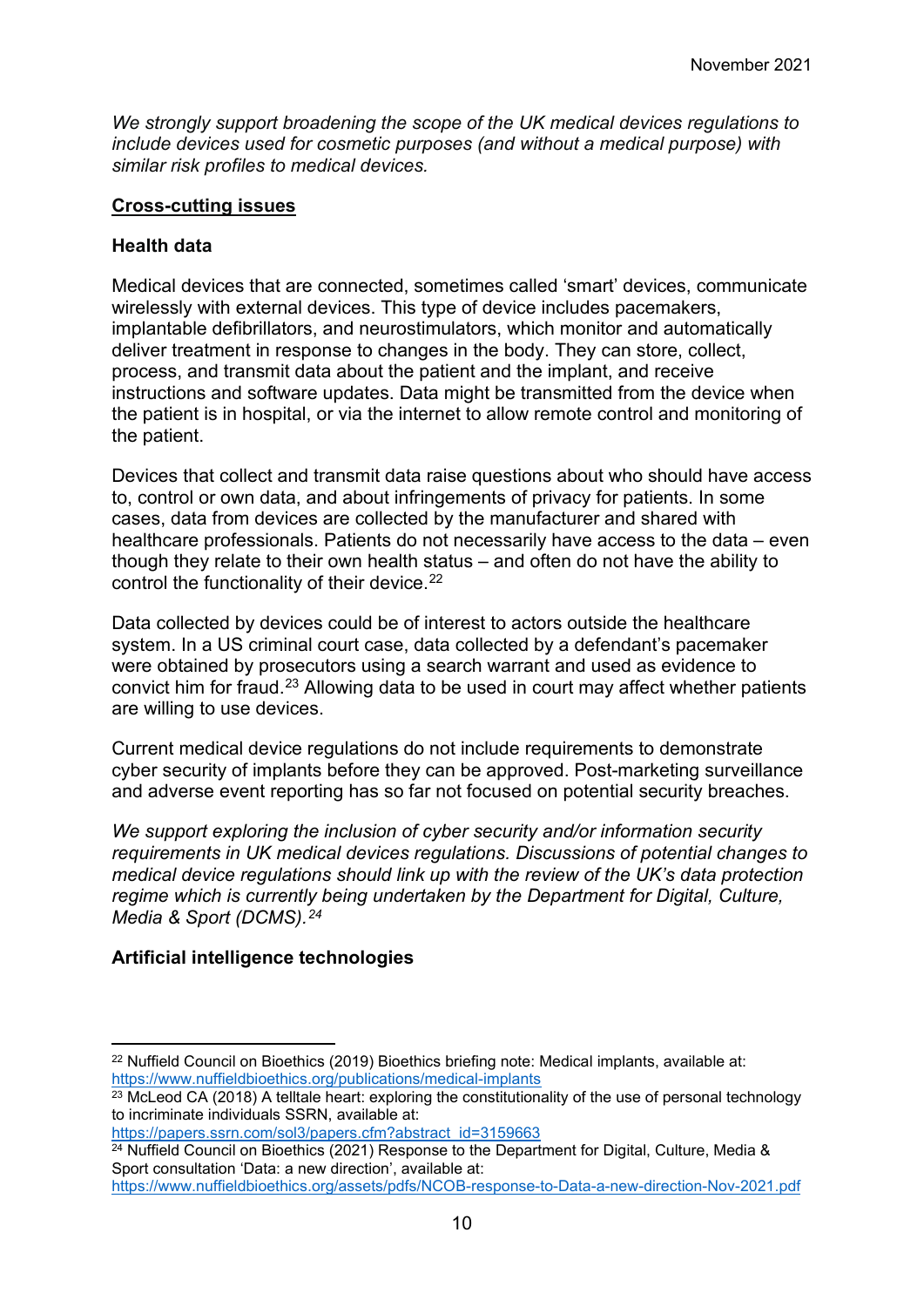*We strongly support broadening the scope of the UK medical devices regulations to include devices used for cosmetic purposes (and without a medical purpose) with similar risk profiles to medical devices.*

## Cross-cutting issues

### Health data

Medical devices that are connected, sometimes called 'smart' devices, communicate wirelessly with external devices. This type of device includes pacemakers, implantable defibrillators, and neurostimulators, which monitor and automatically deliver treatment in response to changes in the body. They can store, collect, process, and transmit data about the patient and the implant, and receive instructions and software updates. Data might be transmitted from the device when the patient is in hospital, or via the internet to allow remote control and monitoring of the patient.

Devices that collect and transmit data raise questions about who should have access to, control or own data, and about infringements of privacy for patients. In some cases, data from devices are collected by the manufacturer and shared with healthcare professionals. Patients do not necessarily have access to the data – even though they relate to their own health status – and often do not have the ability to control the functionality of their device.[22]

Data collected by devices could be of interest to actors outside the healthcare system. In a US criminal court case, data collected by a defendant's pacemaker were obtained by prosecutors using a search warrant and used as evidence to convict him for fraud.[23] Allowing data to be used in court may affect whether patients are willing to use devices.

Current medical device regulations do not include requirements to demonstrate cyber security of implants before they can be approved. Post-marketing surveillance and adverse event reporting has so far not focused on potential security breaches.

*We support exploring the inclusion of cyber security and/or information security requirements in UK medical devices regulations. Discussions of potential changes to medical device regulations should link up with the review of the UK's data protection regime which is currently being undertaken by the Department for Digital, Culture, Media & Sport (DCMS).*[24]

### Artificial intelligence technologies

---

[22] Nuffield Council on Bioethics (2019) Bioethics briefing note: Medical implants, available at: https://www.nuffieldbioethics.org/publications/medical-implants

[23] McLeod CA (2018) A telltale heart: exploring the constitutionality of the use of personal technology to incriminate individuals SSRN, available at: https://papers.ssrn.com/sol3/papers.cfm?abstract_id=3159663

[24] Nuffield Council on Bioethics (2021) Response to the Department for Digital, Culture, Media & Sport consultation 'Data: a new direction', available at: https://www.nuffieldbioethics.org/assets/pdfs/NCOB-response-to-Data-a-new-direction-Nov-2021.pdf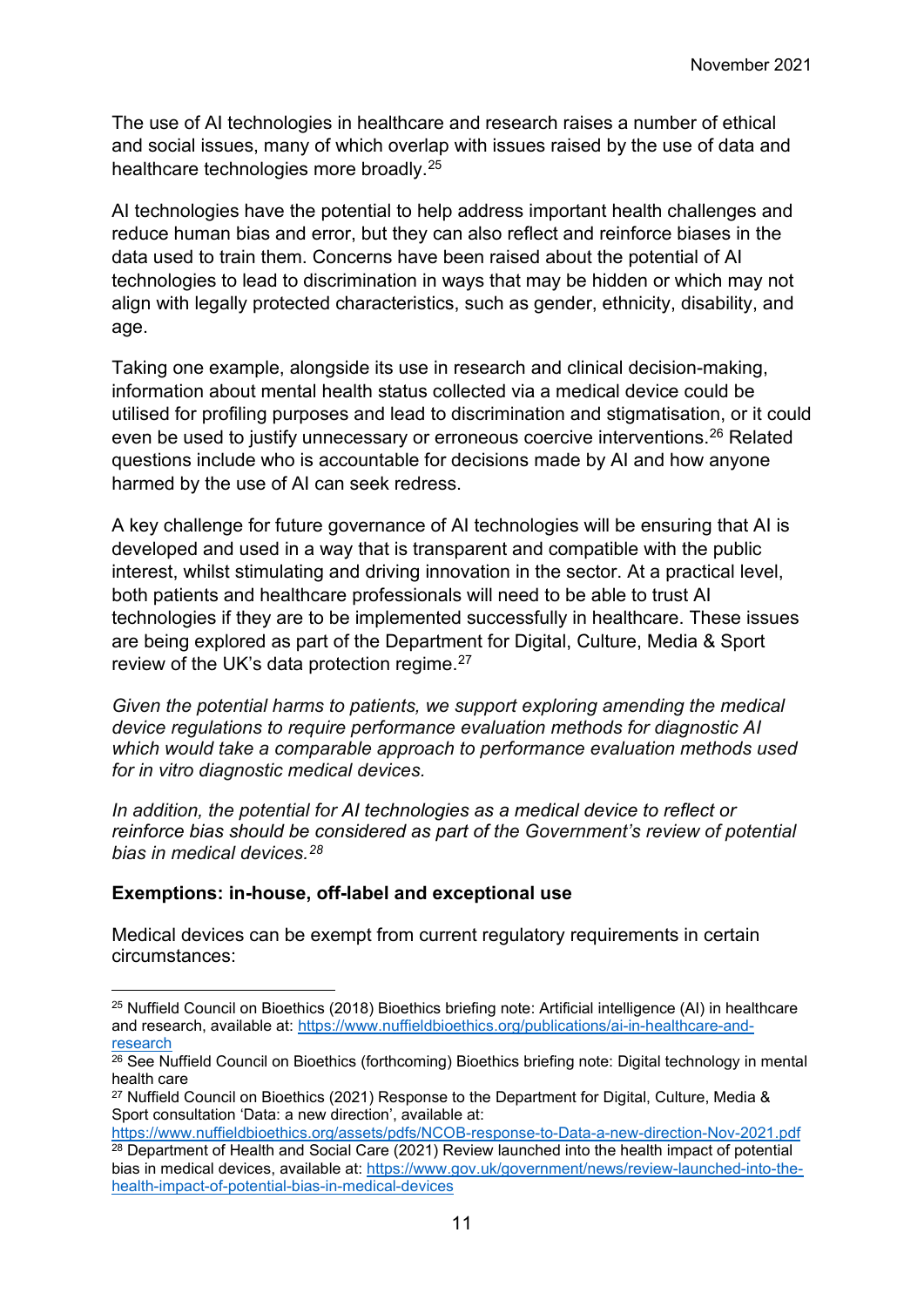The use of AI technologies in healthcare and research raises a number of ethical and social issues, many of which overlap with issues raised by the use of data and healthcare technologies more broadly.[25]

AI technologies have the potential to help address important health challenges and reduce human bias and error, but they can also reflect and reinforce biases in the data used to train them. Concerns have been raised about the potential of AI technologies to lead to discrimination in ways that may be hidden or which may not align with legally protected characteristics, such as gender, ethnicity, disability, and age.

Taking one example, alongside its use in research and clinical decision-making, information about mental health status collected via a medical device could be utilised for profiling purposes and lead to discrimination and stigmatisation, or it could even be used to justify unnecessary or erroneous coercive interventions.[26] Related questions include who is accountable for decisions made by AI and how anyone harmed by the use of AI can seek redress.

A key challenge for future governance of AI technologies will be ensuring that AI is developed and used in a way that is transparent and compatible with the public interest, whilst stimulating and driving innovation in the sector. At a practical level, both patients and healthcare professionals will need to be able to trust AI technologies if they are to be implemented successfully in healthcare. These issues are being explored as part of the Department for Digital, Culture, Media & Sport review of the UK's data protection regime.[27]

*Given the potential harms to patients, we support exploring amending the medical device regulations to require performance evaluation methods for diagnostic AI which would take a comparable approach to performance evaluation methods used for in vitro diagnostic medical devices.*

*In addition, the potential for AI technologies as a medical device to reflect or reinforce bias should be considered as part of the Government's review of potential bias in medical devices.[28]*

**Exemptions: in-house, off-label and exceptional use**

Medical devices can be exempt from current regulatory requirements in certain circumstances:

---

[25] Nuffield Council on Bioethics (2018) Bioethics briefing note: Artificial intelligence (AI) in healthcare and research, available at: https://www.nuffieldbioethics.org/publications/ai-in-healthcare-and-research

[26] See Nuffield Council on Bioethics (forthcoming) Bioethics briefing note: Digital technology in mental health care

[27] Nuffield Council on Bioethics (2021) Response to the Department for Digital, Culture, Media & Sport consultation 'Data: a new direction', available at: https://www.nuffieldbioethics.org/assets/pdfs/NCOB-response-to-Data-a-new-direction-Nov-2021.pdf

[28] Department of Health and Social Care (2021) Review launched into the health impact of potential bias in medical devices, available at: https://www.gov.uk/government/news/review-launched-into-the-health-impact-of-potential-bias-in-medical-devices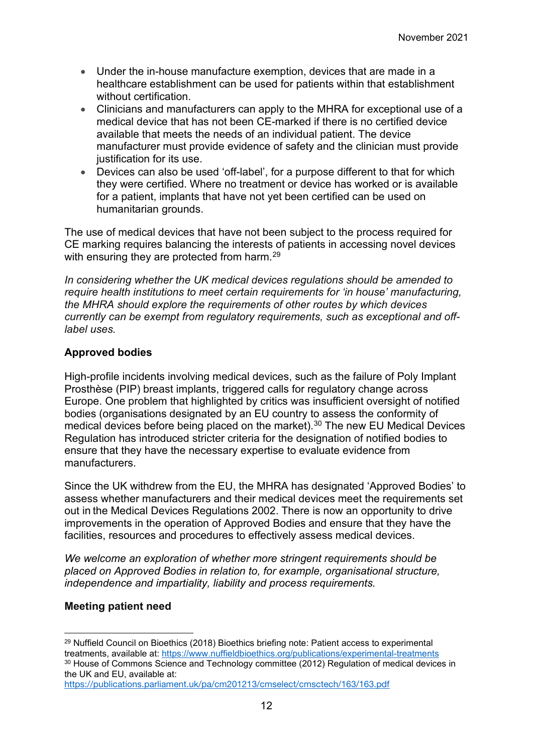- Under the in-house manufacture exemption, devices that are made in a healthcare establishment can be used for patients within that establishment without certification.
- Clinicians and manufacturers can apply to the MHRA for exceptional use of a medical device that has not been CE-marked if there is no certified device available that meets the needs of an individual patient. The device manufacturer must provide evidence of safety and the clinician must provide justification for its use.
- Devices can also be used 'off-label', for a purpose different to that for which they were certified. Where no treatment or device has worked or is available for a patient, implants that have not yet been certified can be used on humanitarian grounds.

The use of medical devices that have not been subject to the process required for CE marking requires balancing the interests of patients in accessing novel devices with ensuring they are protected from harm.[29]

*In considering whether the UK medical devices regulations should be amended to require health institutions to meet certain requirements for 'in house' manufacturing, the MHRA should explore the requirements of other routes by which devices currently can be exempt from regulatory requirements, such as exceptional and off-label uses.*

**Approved bodies**

High-profile incidents involving medical devices, such as the failure of Poly Implant Prosthèse (PIP) breast implants, triggered calls for regulatory change across Europe. One problem that highlighted by critics was insufficient oversight of notified bodies (organisations designated by an EU country to assess the conformity of medical devices before being placed on the market).[30] The new EU Medical Devices Regulation has introduced stricter criteria for the designation of notified bodies to ensure that they have the necessary expertise to evaluate evidence from manufacturers.

Since the UK withdrew from the EU, the MHRA has designated 'Approved Bodies' to assess whether manufacturers and their medical devices meet the requirements set out in the Medical Devices Regulations 2002. There is now an opportunity to drive improvements in the operation of Approved Bodies and ensure that they have the facilities, resources and procedures to effectively assess medical devices.

*We welcome an exploration of whether more stringent requirements should be placed on Approved Bodies in relation to, for example, organisational structure, independence and impartiality, liability and process requirements.*

**Meeting patient need**

---

[29] Nuffield Council on Bioethics (2018) Bioethics briefing note: Patient access to experimental treatments, available at: https://www.nuffieldbioethics.org/publications/experimental-treatments

[30] House of Commons Science and Technology committee (2012) Regulation of medical devices in the UK and EU, available at: https://publications.parliament.uk/pa/cm201213/cmselect/cmsctech/163/163.pdf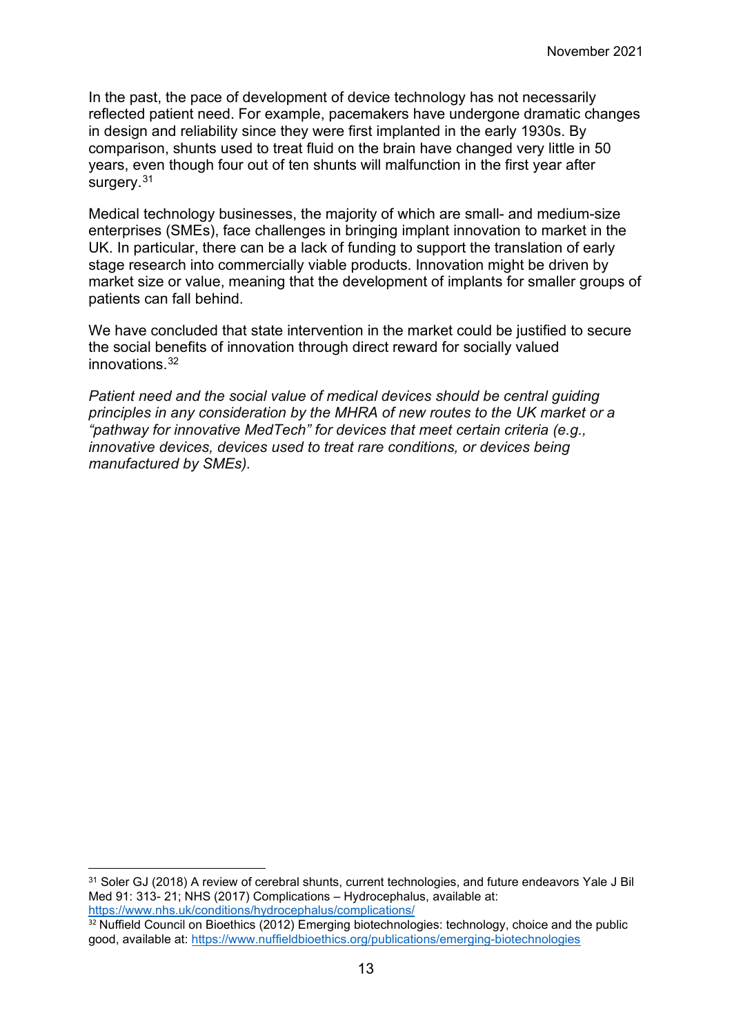In the past, the pace of development of device technology has not necessarily reflected patient need. For example, pacemakers have undergone dramatic changes in design and reliability since they were first implanted in the early 1930s. By comparison, shunts used to treat fluid on the brain have changed very little in 50 years, even though four out of ten shunts will malfunction in the first year after surgery.[31]

Medical technology businesses, the majority of which are small- and medium-size enterprises (SMEs), face challenges in bringing implant innovation to market in the UK. In particular, there can be a lack of funding to support the translation of early stage research into commercially viable products. Innovation might be driven by market size or value, meaning that the development of implants for smaller groups of patients can fall behind.

We have concluded that state intervention in the market could be justified to secure the social benefits of innovation through direct reward for socially valued innovations.[32]

*Patient need and the social value of medical devices should be central guiding principles in any consideration by the MHRA of new routes to the UK market or a "pathway for innovative MedTech" for devices that meet certain criteria (e.g., innovative devices, devices used to treat rare conditions, or devices being manufactured by SMEs).*

---

[31] Soler GJ (2018) A review of cerebral shunts, current technologies, and future endeavors Yale J Bil Med 91: 313- 21; NHS (2017) Complications – Hydrocephalus, available at: https://www.nhs.uk/conditions/hydrocephalus/complications/

[32] Nuffield Council on Bioethics (2012) Emerging biotechnologies: technology, choice and the public good, available at: https://www.nuffieldbioethics.org/publications/emerging-biotechnologies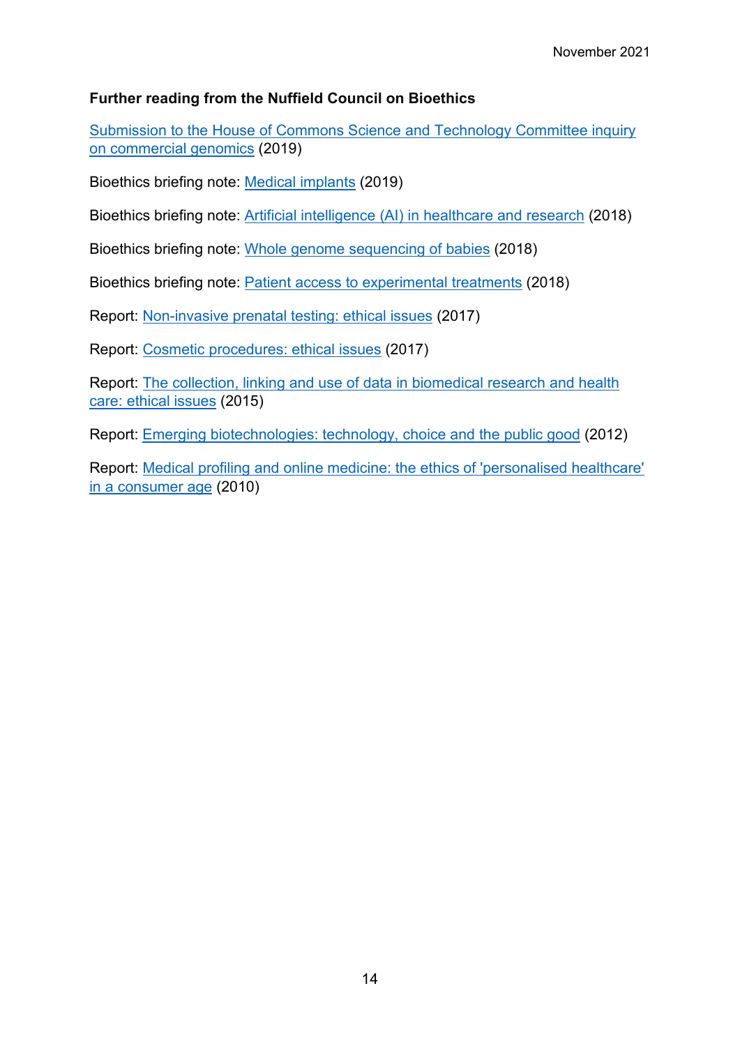November 2021

**Further reading from the Nuffield Council on Bioethics**

Submission to the House of Commons Science and Technology Committee inquiry on commercial genomics (2019)

Bioethics briefing note: Medical implants (2019)

Bioethics briefing note: Artificial intelligence (AI) in healthcare and research (2018)

Bioethics briefing note: Whole genome sequencing of babies (2018)

Bioethics briefing note: Patient access to experimental treatments (2018)

Report: Non-invasive prenatal testing: ethical issues (2017)

Report: Cosmetic procedures: ethical issues (2017)

Report: The collection, linking and use of data in biomedical research and health care: ethical issues (2015)

Report: Emerging biotechnologies: technology, choice and the public good (2012)

Report: Medical profiling and online medicine: the ethics of 'personalised healthcare' in a consumer age (2010)